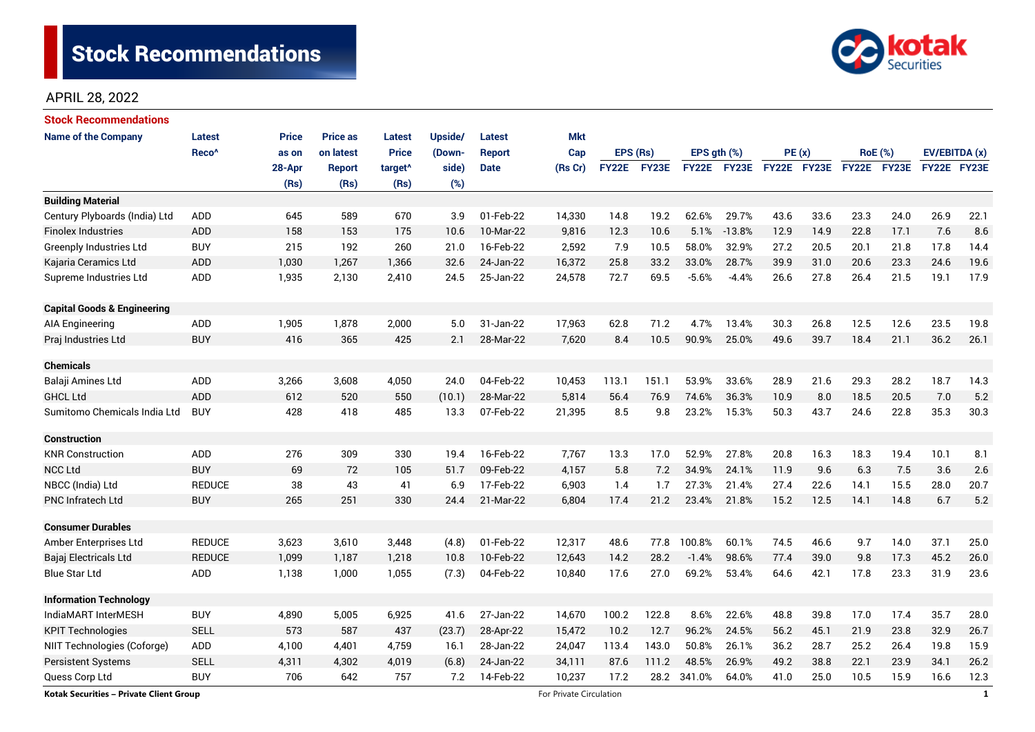# Stock Recommendations

APRIL 28, 2022

## Stock Recommendations

| Name of the Company | Latest Reco^ | Price as on 28-Apr (Rs) | Price as on latest Report (Rs) | Latest Price target^ (Rs) | Upside/ (Down-side) (%) | Latest Report Date | Mkt Cap (Rs Cr) | EPS (Rs) | | EPS gth (%) | | PE (x) | | RoE (%) | | EV/EBITDA (x) | |
|---|---|---|---|---|---|---|---|---|---|---|---|---|---|---|---|---|---|
| | | | | | | | | FY22E | FY23E | FY22E | FY23E | FY22E | FY23E | FY22E | FY23E | FY22E | FY23E |
| **Building Material** | | | | | | | | | | | | | | | | | |
| Century Plyboards (India) Ltd | ADD | 645 | 589 | 670 | 3.9 | 01-Feb-22 | 14,330 | 14.8 | 19.2 | 62.6% | 29.7% | 43.6 | 33.6 | 23.3 | 24.0 | 26.9 | 22.1 |
| Finolex Industries | ADD | 158 | 153 | 175 | 10.6 | 10-Mar-22 | 9,816 | 12.3 | 10.6 | 5.1% | -13.8% | 12.9 | 14.9 | 22.8 | 17.1 | 7.6 | 8.6 |
| Greenply Industries Ltd | BUY | 215 | 192 | 260 | 21.0 | 16-Feb-22 | 2,592 | 7.9 | 10.5 | 58.0% | 32.9% | 27.2 | 20.5 | 20.1 | 21.8 | 17.8 | 14.4 |
| Kajaria Ceramics Ltd | ADD | 1,030 | 1,267 | 1,366 | 32.6 | 24-Jan-22 | 16,372 | 25.8 | 33.2 | 33.0% | 28.7% | 39.9 | 31.0 | 20.6 | 23.3 | 24.6 | 19.6 |
| Supreme Industries Ltd | ADD | 1,935 | 2,130 | 2,410 | 24.5 | 25-Jan-22 | 24,578 | 72.7 | 69.5 | -5.6% | -4.4% | 26.6 | 27.8 | 26.4 | 21.5 | 19.1 | 17.9 |
| **Capital Goods & Engineering** | | | | | | | | | | | | | | | | | |
| AIA Engineering | ADD | 1,905 | 1,878 | 2,000 | 5.0 | 31-Jan-22 | 17,963 | 62.8 | 71.2 | 4.7% | 13.4% | 30.3 | 26.8 | 12.5 | 12.6 | 23.5 | 19.8 |
| Praj Industries Ltd | BUY | 416 | 365 | 425 | 2.1 | 28-Mar-22 | 7,620 | 8.4 | 10.5 | 90.9% | 25.0% | 49.6 | 39.7 | 18.4 | 21.1 | 36.2 | 26.1 |
| **Chemicals** | | | | | | | | | | | | | | | | | |
| Balaji Amines Ltd | ADD | 3,266 | 3,608 | 4,050 | 24.0 | 04-Feb-22 | 10,453 | 113.1 | 151.1 | 53.9% | 33.6% | 28.9 | 21.6 | 29.3 | 28.2 | 18.7 | 14.3 |
| GHCL Ltd | ADD | 612 | 520 | 550 | (10.1) | 28-Mar-22 | 5,814 | 56.4 | 76.9 | 74.6% | 36.3% | 10.9 | 8.0 | 18.5 | 20.5 | 7.0 | 5.2 |
| Sumitomo Chemicals India Ltd | BUY | 428 | 418 | 485 | 13.3 | 07-Feb-22 | 21,395 | 8.5 | 9.8 | 23.2% | 15.3% | 50.3 | 43.7 | 24.6 | 22.8 | 35.3 | 30.3 |
| **Construction** | | | | | | | | | | | | | | | | | |
| KNR Construction | ADD | 276 | 309 | 330 | 19.4 | 16-Feb-22 | 7,767 | 13.3 | 17.0 | 52.9% | 27.8% | 20.8 | 16.3 | 18.3 | 19.4 | 10.1 | 8.1 |
| NCC Ltd | BUY | 69 | 72 | 105 | 51.7 | 09-Feb-22 | 4,157 | 5.8 | 7.2 | 34.9% | 24.1% | 11.9 | 9.6 | 6.3 | 7.5 | 3.6 | 2.6 |
| NBCC (India) Ltd | REDUCE | 38 | 43 | 41 | 6.9 | 17-Feb-22 | 6,903 | 1.4 | 1.7 | 27.3% | 21.4% | 27.4 | 22.6 | 14.1 | 15.5 | 28.0 | 20.7 |
| PNC Infratech Ltd | BUY | 265 | 251 | 330 | 24.4 | 21-Mar-22 | 6,804 | 17.4 | 21.2 | 23.4% | 21.8% | 15.2 | 12.5 | 14.1 | 14.8 | 6.7 | 5.2 |
| **Consumer Durables** | | | | | | | | | | | | | | | | | |
| Amber Enterprises Ltd | REDUCE | 3,623 | 3,610 | 3,448 | (4.8) | 01-Feb-22 | 12,317 | 48.6 | 77.8 | 100.8% | 60.1% | 74.5 | 46.6 | 9.7 | 14.0 | 37.1 | 25.0 |
| Bajaj Electricals Ltd | REDUCE | 1,099 | 1,187 | 1,218 | 10.8 | 10-Feb-22 | 12,643 | 14.2 | 28.2 | -1.4% | 98.6% | 77.4 | 39.0 | 9.8 | 17.3 | 45.2 | 26.0 |
| Blue Star Ltd | ADD | 1,138 | 1,000 | 1,055 | (7.3) | 04-Feb-22 | 10,840 | 17.6 | 27.0 | 69.2% | 53.4% | 64.6 | 42.1 | 17.8 | 23.3 | 31.9 | 23.6 |
| **Information Technology** | | | | | | | | | | | | | | | | | |
| IndiaMART InterMESH | BUY | 4,890 | 5,005 | 6,925 | 41.6 | 27-Jan-22 | 14,670 | 100.2 | 122.8 | 8.6% | 22.6% | 48.8 | 39.8 | 17.0 | 17.4 | 35.7 | 28.0 |
| KPIT Technologies | SELL | 573 | 587 | 437 | (23.7) | 28-Apr-22 | 15,472 | 10.2 | 12.7 | 96.2% | 24.5% | 56.2 | 45.1 | 21.9 | 23.8 | 32.9 | 26.7 |
| NIIT Technologies (Coforge) | ADD | 4,100 | 4,401 | 4,759 | 16.1 | 28-Jan-22 | 24,047 | 113.4 | 143.0 | 50.8% | 26.1% | 36.2 | 28.7 | 25.2 | 26.4 | 19.8 | 15.9 |
| Persistent Systems | SELL | 4,311 | 4,302 | 4,019 | (6.8) | 24-Jan-22 | 34,111 | 87.6 | 111.2 | 48.5% | 26.9% | 49.2 | 38.8 | 22.1 | 23.9 | 34.1 | 26.2 |
| Quess Corp Ltd | BUY | 706 | 642 | 757 | 7.2 | 14-Feb-22 | 10,237 | 17.2 | 28.2 | 341.0% | 64.0% | 41.0 | 25.0 | 10.5 | 15.9 | 16.6 | 12.3 |

Kotak Securities – Private Client Group

For Private Circulation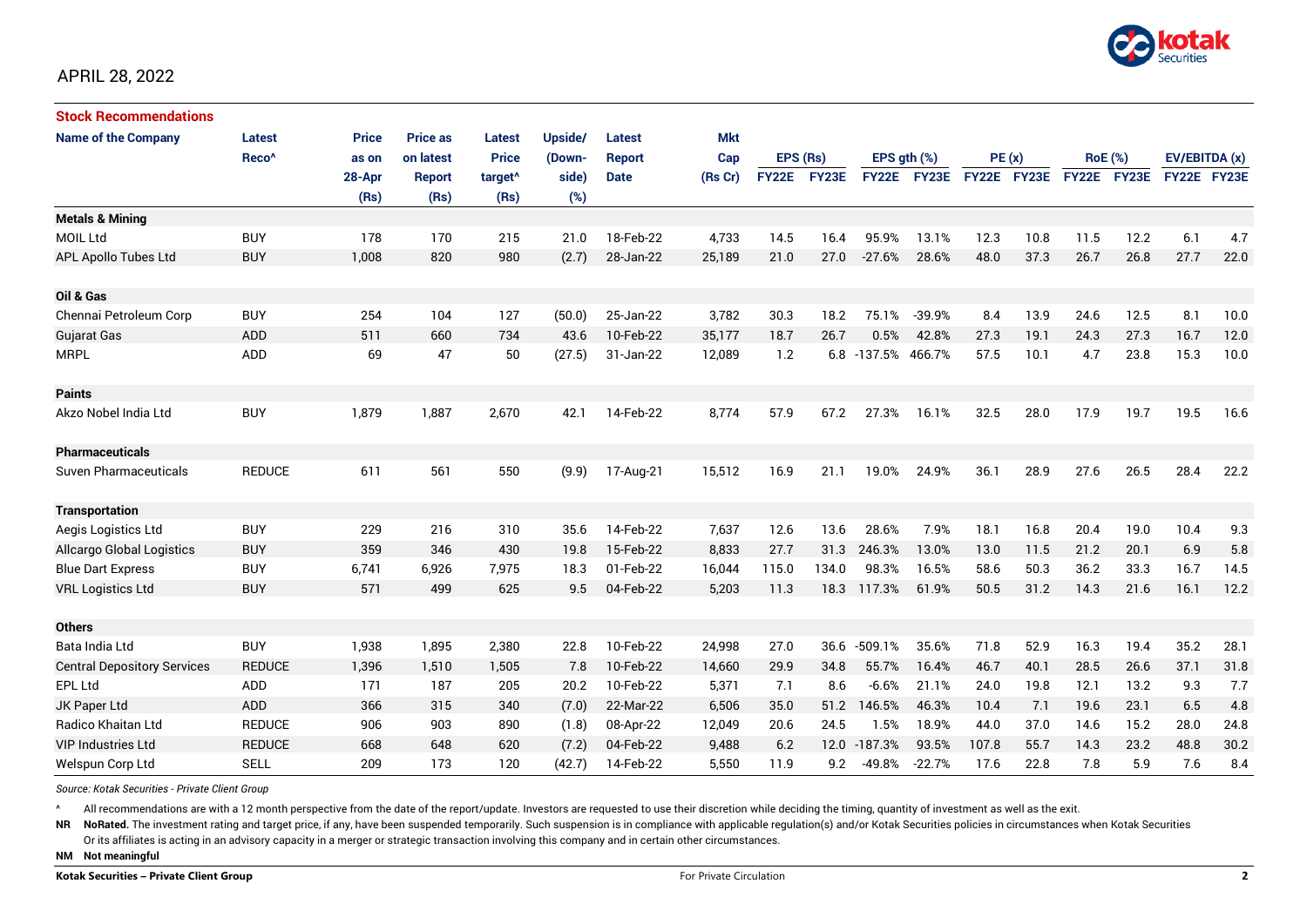APRIL 28, 2022

**Stock Recommendations**

| Name of the Company | Latest Reco^ | Price as on 28-Apr (Rs) | Price as on latest Report (Rs) | Latest Price target^ (Rs) | Upside/ (Down-side) (%) | Latest Report Date | Mkt Cap (Rs Cr) | EPS (Rs) | | EPS gth (%) | | PE (x) | | RoE (%) | | EV/EBITDA (x) | |
|---|---|---|---|---|---|---|---|---|---|---|---|---|---|---|---|---|---|
| | | | | | | | | FY22E | FY23E | FY22E | FY23E | FY22E | FY23E | FY22E | FY23E | FY22E | FY23E |
| **Metals & Mining** | | | | | | | | | | | | | | | | | |
| MOIL Ltd | BUY | 178 | 170 | 215 | 21.0 | 18-Feb-22 | 4,733 | 14.5 | 16.4 | 95.9% | 13.1% | 12.3 | 10.8 | 11.5 | 12.2 | 6.1 | 4.7 |
| APL Apollo Tubes Ltd | BUY | 1,008 | 820 | 980 | (2.7) | 28-Jan-22 | 25,189 | 21.0 | 27.0 | -27.6% | 28.6% | 48.0 | 37.3 | 26.7 | 26.8 | 27.7 | 22.0 |
| **Oil & Gas** | | | | | | | | | | | | | | | | | |
| Chennai Petroleum Corp | BUY | 254 | 104 | 127 | (50.0) | 25-Jan-22 | 3,782 | 30.3 | 18.2 | 75.1% | -39.9% | 8.4 | 13.9 | 24.6 | 12.5 | 8.1 | 10.0 |
| Gujarat Gas | ADD | 511 | 660 | 734 | 43.6 | 10-Feb-22 | 35,177 | 18.7 | 26.7 | 0.5% | 42.8% | 27.3 | 19.1 | 24.3 | 27.3 | 16.7 | 12.0 |
| MRPL | ADD | 69 | 47 | 50 | (27.5) | 31-Jan-22 | 12,089 | 1.2 | 6.8 | -137.5% | 466.7% | 57.5 | 10.1 | 4.7 | 23.8 | 15.3 | 10.0 |
| **Paints** | | | | | | | | | | | | | | | | | |
| Akzo Nobel India Ltd | BUY | 1,879 | 1,887 | 2,670 | 42.1 | 14-Feb-22 | 8,774 | 57.9 | 67.2 | 27.3% | 16.1% | 32.5 | 28.0 | 17.9 | 19.7 | 19.5 | 16.6 |
| **Pharmaceuticals** | | | | | | | | | | | | | | | | | |
| Suven Pharmaceuticals | REDUCE | 611 | 561 | 550 | (9.9) | 17-Aug-21 | 15,512 | 16.9 | 21.1 | 19.0% | 24.9% | 36.1 | 28.9 | 27.6 | 26.5 | 28.4 | 22.2 |
| **Transportation** | | | | | | | | | | | | | | | | | |
| Aegis Logistics Ltd | BUY | 229 | 216 | 310 | 35.6 | 14-Feb-22 | 7,637 | 12.6 | 13.6 | 28.6% | 7.9% | 18.1 | 16.8 | 20.4 | 19.0 | 10.4 | 9.3 |
| Allcargo Global Logistics | BUY | 359 | 346 | 430 | 19.8 | 15-Feb-22 | 8,833 | 27.7 | 31.3 | 246.3% | 13.0% | 13.0 | 11.5 | 21.2 | 20.1 | 6.9 | 5.8 |
| Blue Dart Express | BUY | 6,741 | 6,926 | 7,975 | 18.3 | 01-Feb-22 | 16,044 | 115.0 | 134.0 | 98.3% | 16.5% | 58.6 | 50.3 | 36.2 | 33.3 | 16.7 | 14.5 |
| VRL Logistics Ltd | BUY | 571 | 499 | 625 | 9.5 | 04-Feb-22 | 5,203 | 11.3 | 18.3 | 117.3% | 61.9% | 50.5 | 31.2 | 14.3 | 21.6 | 16.1 | 12.2 |
| **Others** | | | | | | | | | | | | | | | | | |
| Bata India Ltd | BUY | 1,938 | 1,895 | 2,380 | 22.8 | 10-Feb-22 | 24,998 | 27.0 | 36.6 | -509.1% | 35.6% | 71.8 | 52.9 | 16.3 | 19.4 | 35.2 | 28.1 |
| Central Depository Services | REDUCE | 1,396 | 1,510 | 1,505 | 7.8 | 10-Feb-22 | 14,660 | 29.9 | 34.8 | 55.7% | 16.4% | 46.7 | 40.1 | 28.5 | 26.6 | 37.1 | 31.8 |
| EPL Ltd | ADD | 171 | 187 | 205 | 20.2 | 10-Feb-22 | 5,371 | 7.1 | 8.6 | -6.6% | 21.1% | 24.0 | 19.8 | 12.1 | 13.2 | 9.3 | 7.7 |
| JK Paper Ltd | ADD | 366 | 315 | 340 | (7.0) | 22-Mar-22 | 6,506 | 35.0 | 51.2 | 146.5% | 46.3% | 10.4 | 7.1 | 19.6 | 23.1 | 6.5 | 4.8 |
| Radico Khaitan Ltd | REDUCE | 906 | 903 | 890 | (1.8) | 08-Apr-22 | 12,049 | 20.6 | 24.5 | 1.5% | 18.9% | 44.0 | 37.0 | 14.6 | 15.2 | 28.0 | 24.8 |
| VIP Industries Ltd | REDUCE | 668 | 648 | 620 | (7.2) | 04-Feb-22 | 9,488 | 6.2 | 12.0 | -187.3% | 93.5% | 107.8 | 55.7 | 14.3 | 23.2 | 48.8 | 30.2 |
| Welspun Corp Ltd | SELL | 209 | 173 | 120 | (42.7) | 14-Feb-22 | 5,550 | 11.9 | 9.2 | -49.8% | -22.7% | 17.6 | 22.8 | 7.8 | 5.9 | 7.6 | 8.4 |

*Source: Kotak Securities - Private Client Group*

^ All recommendations are with a 12 month perspective from the date of the report/update. Investors are requested to use their discretion while deciding the timing, quantity of investment as well as the exit.

**NR NoRated.** The investment rating and target price, if any, have been suspended temporarily. Such suspension is in compliance with applicable regulation(s) and/or Kotak Securities policies in circumstances when Kotak Securities Or its affiliates is acting in an advisory capacity in a merger or strategic transaction involving this company and in certain other circumstances.

**NM Not meaningful**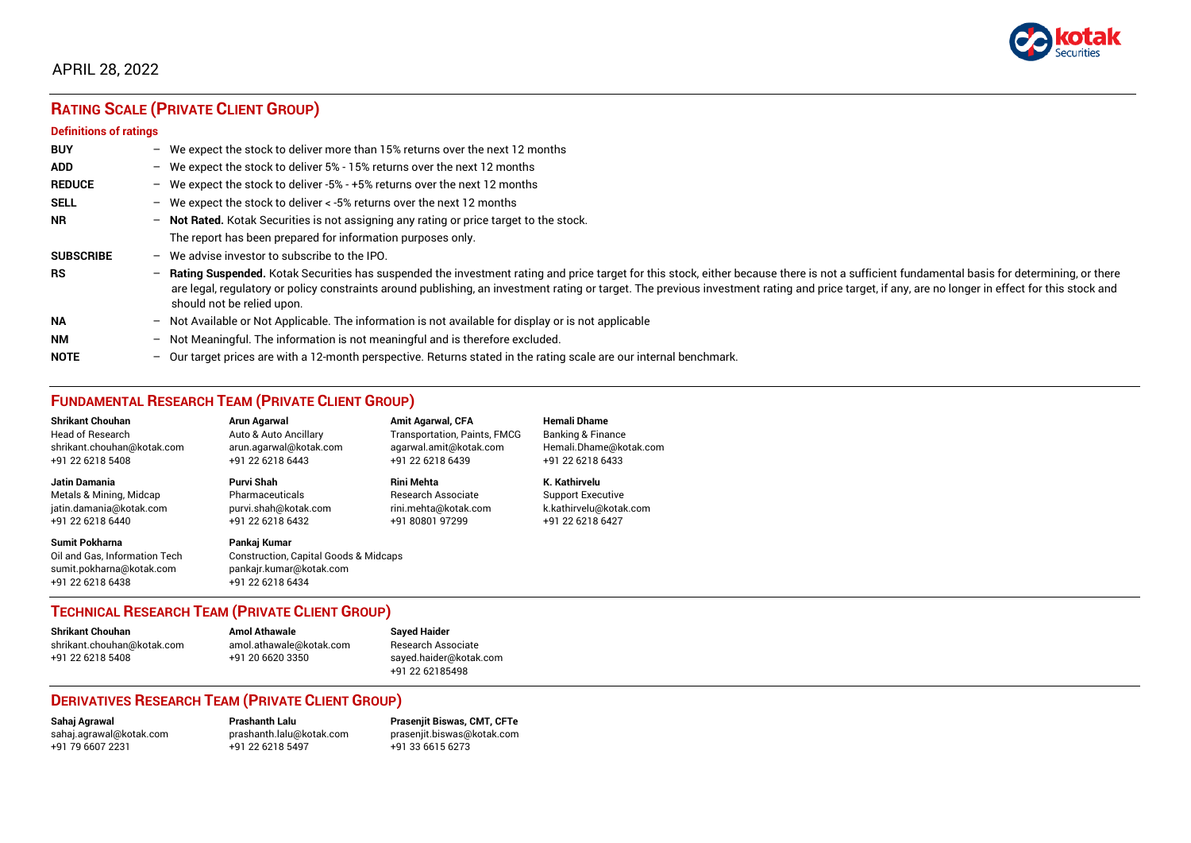APRIL 28, 2022

## RATING SCALE (PRIVATE CLIENT GROUP)

**Definitions of ratings**

| | |
|---|---|
| **BUY** | – We expect the stock to deliver more than 15% returns over the next 12 months |
| **ADD** | – We expect the stock to deliver 5% - 15% returns over the next 12 months |
| **REDUCE** | – We expect the stock to deliver -5% - +5% returns over the next 12 months |
| **SELL** | – We expect the stock to deliver < -5% returns over the next 12 months |
| **NR** | – **Not Rated.** Kotak Securities is not assigning any rating or price target to the stock. The report has been prepared for information purposes only. |
| **SUBSCRIBE** | – We advise investor to subscribe to the IPO. |
| **RS** | – **Rating Suspended.** Kotak Securities has suspended the investment rating and price target for this stock, either because there is not a sufficient fundamental basis for determining, or there are legal, regulatory or policy constraints around publishing, an investment rating or target. The previous investment rating and price target, if any, are no longer in effect for this stock and should not be relied upon. |
| **NA** | – Not Available or Not Applicable. The information is not available for display or is not applicable |
| **NM** | – Not Meaningful. The information is not meaningful and is therefore excluded. |
| **NOTE** | – Our target prices are with a 12-month perspective. Returns stated in the rating scale are our internal benchmark. |

## FUNDAMENTAL RESEARCH TEAM (PRIVATE CLIENT GROUP)

**Shrikant Chouhan**
Head of Research
shrikant.chouhan@kotak.com
+91 22 6218 5408

**Arun Agarwal**
Auto & Auto Ancillary
arun.agarwal@kotak.com
+91 22 6218 6443

**Amit Agarwal, CFA**
Transportation, Paints, FMCG
agarwal.amit@kotak.com
+91 22 6218 6439

**Hemali Dhame**
Banking & Finance
Hemali.Dhame@kotak.com
+91 22 6218 6433

**Jatin Damania**
Metals & Mining, Midcap
jatin.damania@kotak.com
+91 22 6218 6440

**Purvi Shah**
Pharmaceuticals
purvi.shah@kotak.com
+91 22 6218 6432

**Rini Mehta**
Research Associate
rini.mehta@kotak.com
+91 80801 97299

**K. Kathirvelu**
Support Executive
k.kathirvelu@kotak.com
+91 22 6218 6427

**Sumit Pokharna**
Oil and Gas, Information Tech
sumit.pokharna@kotak.com
+91 22 6218 6438

**Pankaj Kumar**
Construction, Capital Goods & Midcaps
pankajr.kumar@kotak.com
+91 22 6218 6434

## TECHNICAL RESEARCH TEAM (PRIVATE CLIENT GROUP)

**Shrikant Chouhan**
shrikant.chouhan@kotak.com
+91 22 6218 5408

**Amol Athawale**
amol.athawale@kotak.com
+91 20 6620 3350

**Sayed Haider**
Research Associate
sayed.haider@kotak.com
+91 22 62185498

## DERIVATIVES RESEARCH TEAM (PRIVATE CLIENT GROUP)

**Sahaj Agrawal**
sahaj.agrawal@kotak.com
+91 79 6607 2231

**Prashanth Lalu**
prashanth.lalu@kotak.com
+91 22 6218 5497

**Prasenjit Biswas, CMT, CFTe**
prasenjit.biswas@kotak.com
+91 33 6615 6273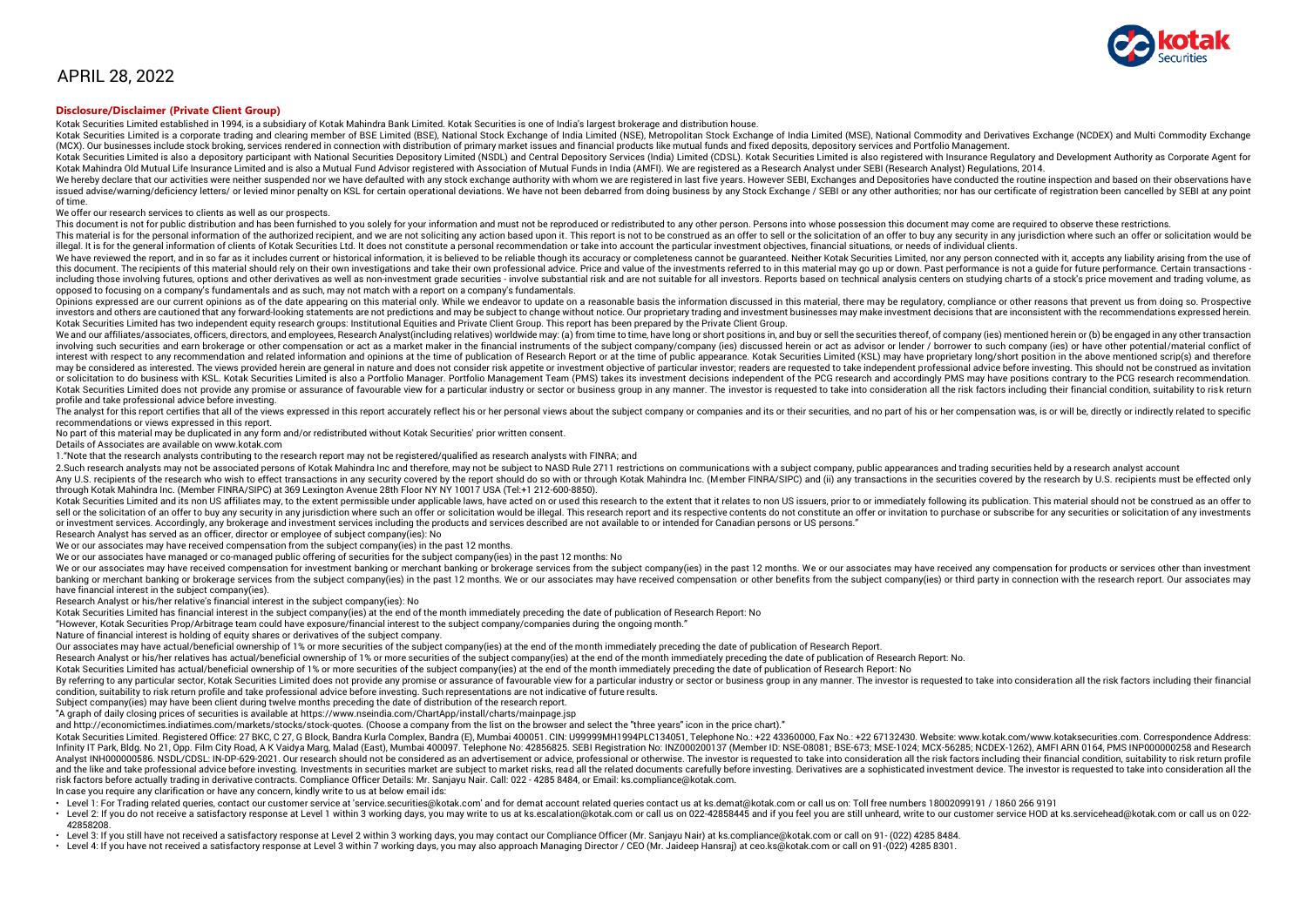APRIL 28, 2022

### Disclosure/Disclaimer (Private Client Group)

Kotak Securities Limited established in 1994, is a subsidiary of Kotak Mahindra Bank Limited. Kotak Securities is one of India's largest brokerage and distribution house.

Kotak Securities Limited is a corporate trading and clearing member of BSE Limited (BSE), National Stock Exchange of India Limited (NSE), Metropolitan Stock Exchange of India Limited (MSE), National Commodity and Derivatives Exchange (NCDEX) and Multi Commodity Exchange (MCX). Our businesses include stock broking, services rendered in connection with distribution of primary market issues and financial products like mutual funds and fixed deposits, depository services and Portfolio Management.

Kotak Securities Limited is also a depository participant with National Securities Depository Limited (NSDL) and Central Depository Services (India) Limited (CDSL). Kotak Securities Limited is also registered with Insurance Regulatory and Development Authority as Corporate Agent for Kotak Mahindra Old Mutual Life Insurance Limited and is also a Mutual Fund Advisor registered with Association of Mutual Funds in India (AMFI). We are registered as a Research Analyst under SEBI (Research Analyst) Regulations, 2014.

We hereby declare that our activities were neither suspended nor we have defaulted with any stock exchange authority with whom we are registered in last five years. However SEBI, Exchanges and Depositories have conducted the routine inspection and based on their observations have issued advise/warning/deficiency letters/ or levied minor penalty on KSL for certain operational deviations. We have not been debarred from doing business by any Stock Exchange / SEBI or any other authorities; nor has our certificate of registration been cancelled by SEBI at any point of time.

We offer our research services to clients as well as our prospects.

This document is not for public distribution and has been furnished to you solely for your information and must not be reproduced or redistributed to any other person. Persons into whose possession this document may come are required to observe these restrictions.

This material is for the personal information of the authorized recipient, and we are not soliciting any action based upon it. This report is not to be construed as an offer to sell or the solicitation of an offer to buy any security in any jurisdiction where such an offer or solicitation would be illegal. It is for the general information of clients of Kotak Securities Ltd. It does not constitute a personal recommendation or take into account the particular investment objectives, financial situations, or needs of individual clients.

We have reviewed the report, and in so far as it includes current or historical information, it is believed to be reliable though its accuracy or completeness cannot be guaranteed. Neither Kotak Securities Limited, nor any person connected with it, accepts any liability arising from the use of this document. The recipients of this material should rely on their own investigations and take their own professional advice. Price and value of the investments referred to in this material may go up or down. Past performance is not a guide for future performance. Certain transactions - including those involving futures, options and other derivatives as well as non-investment grade securities - involve substantial risk and are not suitable for all investors. Reports based on technical analysis centers on studying charts of a stock's price movement and trading volume, as opposed to focusing on a company's fundamentals and as such, may not match with a report on a company's fundamentals.

Opinions expressed are our current opinions as of the date appearing on this material only. While we endeavor to update on a reasonable basis the information discussed in this material, there may be regulatory, compliance or other reasons that prevent us from doing so. Prospective investors and others are cautioned that any forward-looking statements are not predictions and may be subject to change without notice. Our proprietary trading and investment businesses may make investment decisions that are inconsistent with the recommendations expressed herein. Kotak Securities Limited has two independent equity research groups: Institutional Equities and Private Client Group. This report has been prepared by the Private Client Group.

We and our affiliates/associates, officers, directors, and employees, Research Analyst(including relatives) worldwide may: (a) from time to time, have long or short positions in, and buy or sell the securities thereof, of company (ies) mentioned herein or (b) be engaged in any other transaction involving such securities and earn brokerage or other compensation or act as a market maker in the financial instruments of the subject company/company (ies) discussed herein or act as advisor or lender / borrower to such company (ies) or have other potential/material conflict of interest with respect to any recommendation and related information and opinions at the time of publication of Research Report or at the time of public appearance. Kotak Securities Limited (KSL) may have proprietary long/short position in the above mentioned scrip(s) and therefore may be considered as interested. The views provided herein are general in nature and does not consider risk appetite or investment objective of particular investor; readers are requested to take independent professional advice before investing. This should not be construed as invitation or solicitation to do business with KSL. Kotak Securities Limited is also a Portfolio Manager. Portfolio Management Team (PMS) takes its investment decisions independent of the PCG research and accordingly PMS may have positions contrary to the PCG research recommendation. Kotak Securities Limited does not provide any promise or assurance of favourable view for a particular industry or sector or business group in any manner. The investor is requested to take into consideration all the risk factors including their financial condition, suitability to risk return profile and take professional advice before investing.

The analyst for this report certifies that all of the views expressed in this report accurately reflect his or her personal views about the subject company or companies and its or their securities, and no part of his or her compensation was, is or will be, directly or indirectly related to specific recommendations or views expressed in this report.

No part of this material may be duplicated in any form and/or redistributed without Kotak Securities' prior written consent.

Details of Associates are available on www.kotak.com

1."Note that the research analysts contributing to the research report may not be registered/qualified as research analysts with FINRA; and

2.Such research analysts may not be associated persons of Kotak Mahindra Inc and therefore, may not be subject to NASD Rule 2711 restrictions on communications with a subject company, public appearances and trading securities held by a research analyst account

Any U.S. recipients of the research who wish to effect transactions in any security covered by the report should do so with or through Kotak Mahindra Inc. (Member FINRA/SIPC) and (ii) any transactions in the securities covered by the research by U.S. recipients must be effected only through Kotak Mahindra Inc. (Member FINRA/SIPC) at 369 Lexington Avenue 28th Floor NY NY 10017 USA (Tel:+1 212-600-8850).

Kotak Securities Limited and its non US affiliates may, to the extent permissible under applicable laws, have acted on or used this research to the extent that it relates to non US issuers, prior to or immediately following its publication. This material should not be construed as an offer to sell or the solicitation of an offer to buy any security in any jurisdiction where such an offer or solicitation would be illegal. This research report and its respective contents do not constitute an offer or invitation to purchase or subscribe for any securities or solicitation of any investments or investment services. Accordingly, any brokerage and investment services including the products and services described are not available to or intended for Canadian persons or US persons."

Research Analyst has served as an officer, director or employee of subject company(ies): No

We or our associates may have received compensation from the subject company(ies) in the past 12 months.

We or our associates have managed or co-managed public offering of securities for the subject company(ies) in the past 12 months: No

We or our associates may have received compensation for investment banking or merchant banking or brokerage services from the subject company(ies) in the past 12 months. We or our associates may have received any compensation for products or services other than investment banking or merchant banking or brokerage services from the subject company(ies) in the past 12 months. We or our associates may have received compensation or other benefits from the subject company(ies) or third party in connection with the research report. Our associates may have financial interest in the subject company(ies).

Research Analyst or his/her relative's financial interest in the subject company(ies): No

Kotak Securities Limited has financial interest in the subject company(ies) at the end of the month immediately preceding the date of publication of Research Report: No

"However, Kotak Securities Prop/Arbitrage team could have exposure/financial interest to the subject company/companies during the ongoing month."

Nature of financial interest is holding of equity shares or derivatives of the subject company.

Our associates may have actual/beneficial ownership of 1% or more securities of the subject company(ies) at the end of the month immediately preceding the date of publication of Research Report.

Research Analyst or his/her relatives has actual/beneficial ownership of 1% or more securities of the subject company(ies) at the end of the month immediately preceding the date of publication of Research Report: No.

Kotak Securities Limited has actual/beneficial ownership of 1% or more securities of the subject company(ies) at the end of the month immediately preceding the date of publication of Research Report: No

By referring to any particular sector, Kotak Securities Limited does not provide any promise or assurance of favourable view for a particular industry or sector or business group in any manner. The investor is requested to take into consideration all the risk factors including their financial condition, suitability to risk return profile and take professional advice before investing. Such representations are not indicative of future results.

Subject company(ies) may have been client during twelve months preceding the date of distribution of the research report.

"A graph of daily closing prices of securities is available at https://www.nseindia.com/ChartApp/install/charts/mainpage.jsp

and http://economictimes.indiatimes.com/markets/stocks/stock-quotes. (Choose a company from the list on the browser and select the "three years" icon in the price chart)."

Kotak Securities Limited. Registered Office: 27 BKC, C 27, G Block, Bandra Kurla Complex, Bandra (E), Mumbai 400051. CIN: U99999MH1994PLC134051, Telephone No.: +22 43360000, Fax No.: +22 67132430. Website: www.kotak.com/www.kotaksecurities.com. Correspondence Address: Infinity IT Park, Bldg. No 21, Opp. Film City Road, A K Vaidya Marg, Malad (East), Mumbai 400097. Telephone No: 42856825. SEBI Registration No: INZ000200137 (Member ID: NSE-08081; BSE-673; MSE-1024; MCX-56285; NCDEX-1262), AMFI ARN 0164, PMS INP000000258 and Research Analyst INH000000586. NSDL/CDSL: IN-DP-629-2021. Our research should not be considered as an advertisement or advice, professional or otherwise. The investor is requested to take into consideration all the risk factors including their financial condition, suitability to risk return profile and the like and take professional advice before investing. Investments in securities market are subject to market risks, read all the related documents carefully before investing. Derivatives are a sophisticated investment device. The investor is requested to take into consideration all the risk factors before actually trading in derivative contracts. Compliance Officer Details: Mr. Sanjayu Nair. Call: 022 - 4285 8484, or Email: ks.compliance@kotak.com.

In case you require any clarification or have any concern, kindly write to us at below email ids:

- Level 1: For Trading related queries, contact our customer service at 'service.securities@kotak.com' and for demat account related queries contact us at ks.demat@kotak.com or call us on: Toll free numbers 18002099191 / 1860 266 9191
- Level 2: If you do not receive a satisfactory response at Level 1 within 3 working days, you may write to us at ks.escalation@kotak.com or call us on 022-42858445 and if you feel you are still unheard, write to our customer service HOD at ks.servicehead@kotak.com or call us on 022-42858208.
- Level 3: If you still have not received a satisfactory response at Level 2 within 3 working days, you may contact our Compliance Officer (Mr. Sanjayu Nair) at ks.compliance@kotak.com or call on 91- (022) 4285 8484.
- Level 4: If you have not received a satisfactory response at Level 3 within 7 working days, you may also approach Managing Director / CEO (Mr. Jaideep Hansraj) at ceo.ks@kotak.com or call on 91-(022) 4285 8301.